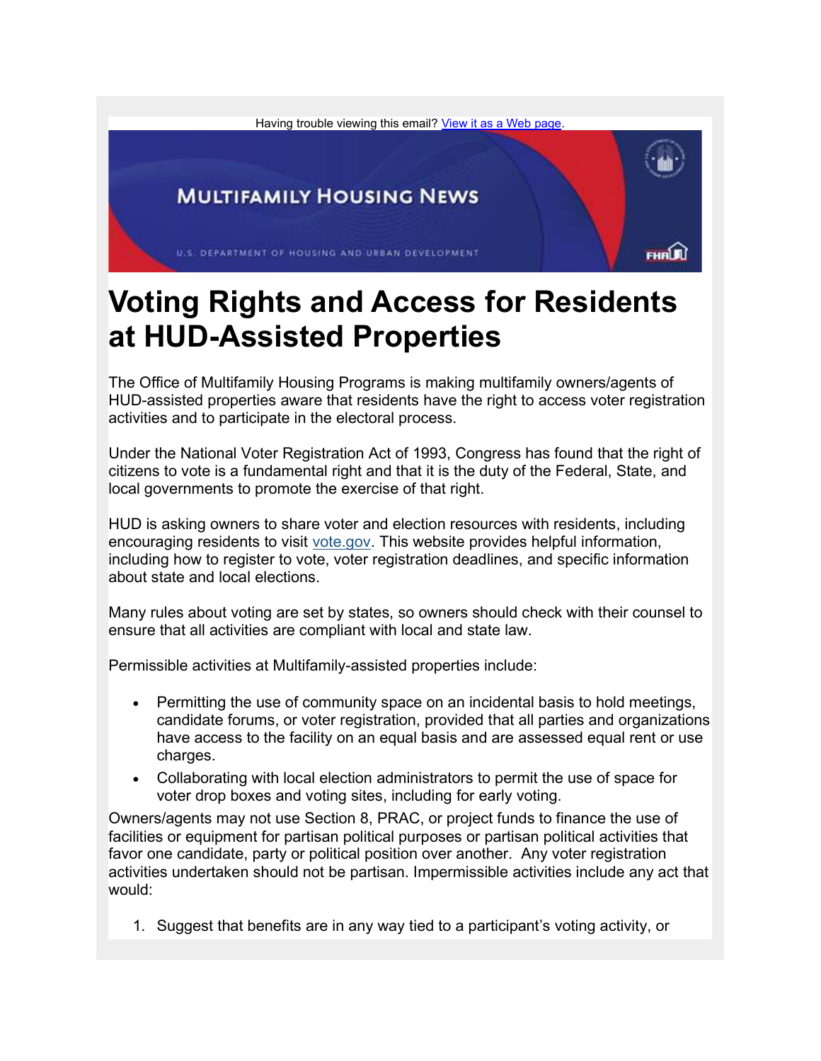Having trouble viewing this email? [View it as a Web page](#).

MULTIFAMILY HOUSING NEWS

U.S. DEPARTMENT OF HOUSING AND URBAN DEVELOPMENT

# Voting Rights and Access for Residents at HUD-Assisted Properties

The Office of Multifamily Housing Programs is making multifamily owners/agents of HUD-assisted properties aware that residents have the right to access voter registration activities and to participate in the electoral process.

Under the National Voter Registration Act of 1993, Congress has found that the right of citizens to vote is a fundamental right and that it is the duty of the Federal, State, and local governments to promote the exercise of that right.

HUD is asking owners to share voter and election resources with residents, including encouraging residents to visit [vote.gov](#). This website provides helpful information, including how to register to vote, voter registration deadlines, and specific information about state and local elections.

Many rules about voting are set by states, so owners should check with their counsel to ensure that all activities are compliant with local and state law.

Permissible activities at Multifamily-assisted properties include:

- Permitting the use of community space on an incidental basis to hold meetings, candidate forums, or voter registration, provided that all parties and organizations have access to the facility on an equal basis and are assessed equal rent or use charges.
- Collaborating with local election administrators to permit the use of space for voter drop boxes and voting sites, including for early voting.

Owners/agents may not use Section 8, PRAC, or project funds to finance the use of facilities or equipment for partisan political purposes or partisan political activities that favor one candidate, party or political position over another. Any voter registration activities undertaken should not be partisan. Impermissible activities include any act that would:

1. Suggest that benefits are in any way tied to a participant's voting activity, or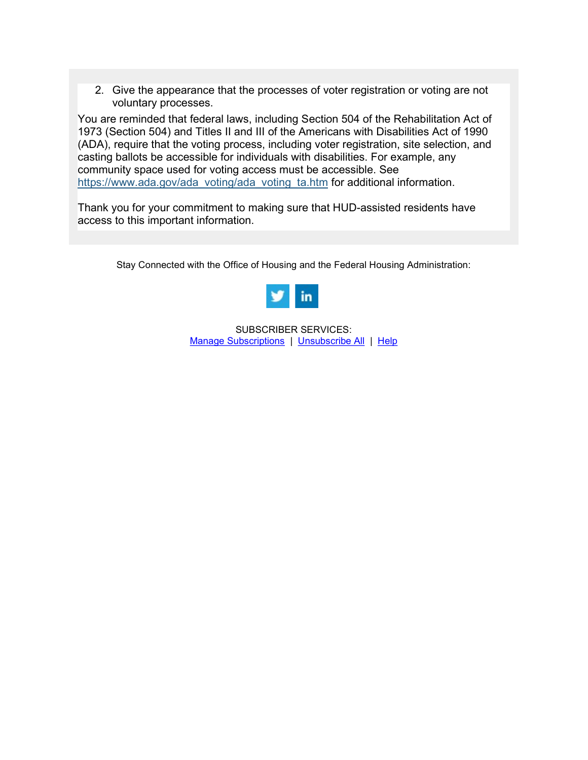2. Give the appearance that the processes of voter registration or voting are not voluntary processes.

You are reminded that federal laws, including Section 504 of the Rehabilitation Act of 1973 (Section 504) and Titles II and III of the Americans with Disabilities Act of 1990 (ADA), require that the voting process, including voter registration, site selection, and casting ballots be accessible for individuals with disabilities. For example, any community space used for voting access must be accessible. See https://www.ada.gov/ada_voting/ada_voting_ta.htm for additional information.

Thank you for your commitment to making sure that HUD-assisted residents have access to this important information.

Stay Connected with the Office of Housing and the Federal Housing Administration:

SUBSCRIBER SERVICES:
Manage Subscriptions | Unsubscribe All | Help